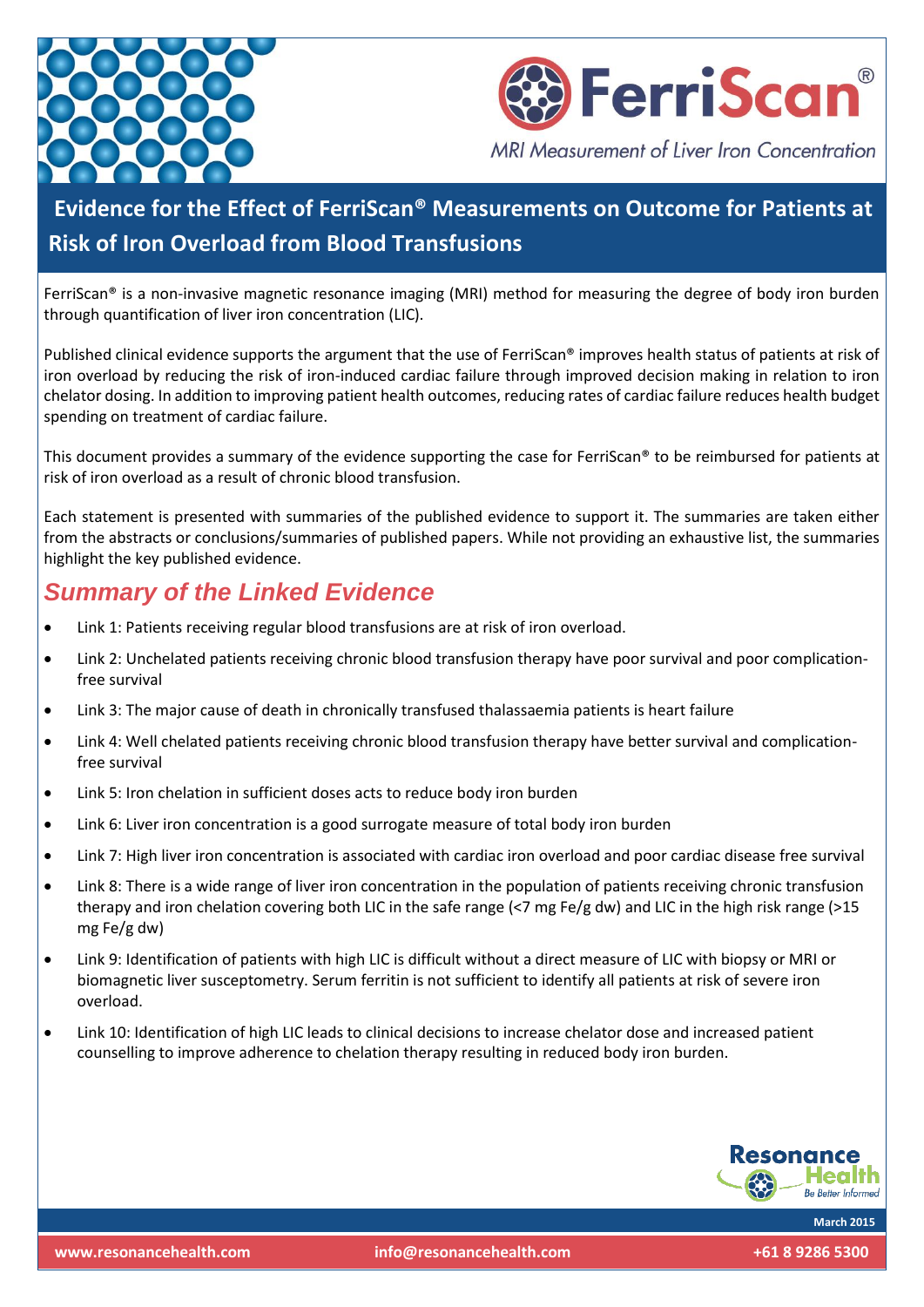# FerriScan®

*MRI Measurement of Liver Iron Concentration*

## Evidence for the Effect of FerriScan® Measurements on Outcome for Patients at Risk of Iron Overload from Blood Transfusions

FerriScan® is a non-invasive magnetic resonance imaging (MRI) method for measuring the degree of body iron burden through quantification of liver iron concentration (LIC).

Published clinical evidence supports the argument that the use of FerriScan® improves health status of patients at risk of iron overload by reducing the risk of iron-induced cardiac failure through improved decision making in relation to iron chelator dosing. In addition to improving patient health outcomes, reducing rates of cardiac failure reduces health budget spending on treatment of cardiac failure.

This document provides a summary of the evidence supporting the case for FerriScan® to be reimbursed for patients at risk of iron overload as a result of chronic blood transfusion.

Each statement is presented with summaries of the published evidence to support it. The summaries are taken either from the abstracts or conclusions/summaries of published papers. While not providing an exhaustive list, the summaries highlight the key published evidence.

## *Summary of the Linked Evidence*

- Link 1: Patients receiving regular blood transfusions are at risk of iron overload.
- Link 2: Unchelated patients receiving chronic blood transfusion therapy have poor survival and poor complication-free survival
- Link 3: The major cause of death in chronically transfused thalassaemia patients is heart failure
- Link 4: Well chelated patients receiving chronic blood transfusion therapy have better survival and complication-free survival
- Link 5: Iron chelation in sufficient doses acts to reduce body iron burden
- Link 6: Liver iron concentration is a good surrogate measure of total body iron burden
- Link 7: High liver iron concentration is associated with cardiac iron overload and poor cardiac disease free survival
- Link 8: There is a wide range of liver iron concentration in the population of patients receiving chronic transfusion therapy and iron chelation covering both LIC in the safe range (<7 mg Fe/g dw) and LIC in the high risk range (>15 mg Fe/g dw)
- Link 9: Identification of patients with high LIC is difficult without a direct measure of LIC with biopsy or MRI or biomagnetic liver susceptometry. Serum ferritin is not sufficient to identify all patients at risk of severe iron overload.
- Link 10: Identification of high LIC leads to clinical decisions to increase chelator dose and increased patient counselling to improve adherence to chelation therapy resulting in reduced body iron burden.

Resonance Health
Be Better Informed

March 2015

www.resonancehealth.com | info@resonancehealth.com | +61 8 9286 5300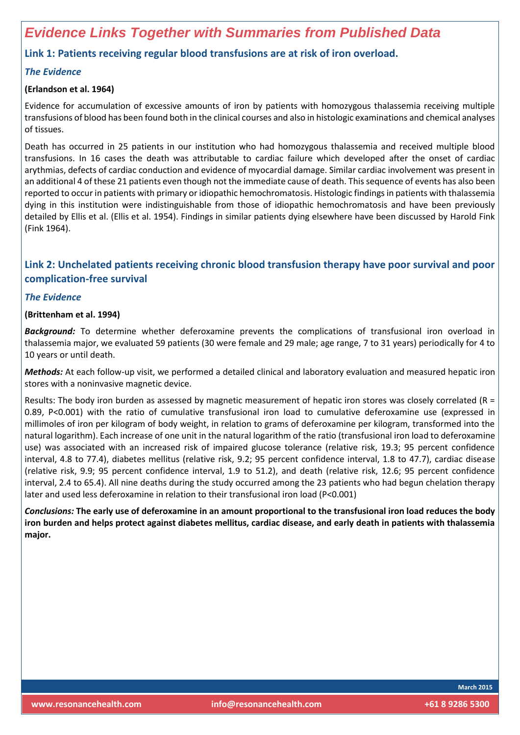# Evidence Links Together with Summaries from Published Data

## Link 1: Patients receiving regular blood transfusions are at risk of iron overload.

### *The Evidence*

**(Erlandson et al. 1964)**

Evidence for accumulation of excessive amounts of iron by patients with homozygous thalassemia receiving multiple transfusions of blood has been found both in the clinical courses and also in histologic examinations and chemical analyses of tissues.

Death has occurred in 25 patients in our institution who had homozygous thalassemia and received multiple blood transfusions. In 16 cases the death was attributable to cardiac failure which developed after the onset of cardiac arythmias, defects of cardiac conduction and evidence of myocardial damage. Similar cardiac involvement was present in an additional 4 of these 21 patients even though not the immediate cause of death. This sequence of events has also been reported to occur in patients with primary or idiopathic hemochromatosis. Histologic findings in patients with thalassemia dying in this institution were indistinguishable from those of idiopathic hemochromatosis and have been previously detailed by Ellis et al. (Ellis et al. 1954). Findings in similar patients dying elsewhere have been discussed by Harold Fink (Fink 1964).

## Link 2: Unchelated patients receiving chronic blood transfusion therapy have poor survival and poor complication-free survival

### *The Evidence*

**(Brittenham et al. 1994)**

***Background:*** To determine whether deferoxamine prevents the complications of transfusional iron overload in thalassemia major, we evaluated 59 patients (30 were female and 29 male; age range, 7 to 31 years) periodically for 4 to 10 years or until death.

***Methods:*** At each follow-up visit, we performed a detailed clinical and laboratory evaluation and measured hepatic iron stores with a noninvasive magnetic device.

Results: The body iron burden as assessed by magnetic measurement of hepatic iron stores was closely correlated ($R = 0.89$, $P<0.001$) with the ratio of cumulative transfusional iron load to cumulative deferoxamine use (expressed in millimoles of iron per kilogram of body weight, in relation to grams of deferoxamine per kilogram, transformed into the natural logarithm). Each increase of one unit in the natural logarithm of the ratio (transfusional iron load to deferoxamine use) was associated with an increased risk of impaired glucose tolerance (relative risk, 19.3; 95 percent confidence interval, 4.8 to 77.4), diabetes mellitus (relative risk, 9.2; 95 percent confidence interval, 1.8 to 47.7), cardiac disease (relative risk, 9.9; 95 percent confidence interval, 1.9 to 51.2), and death (relative risk, 12.6; 95 percent confidence interval, 2.4 to 65.4). All nine deaths during the study occurred among the 23 patients who had begun chelation therapy later and used less deferoxamine in relation to their transfusional iron load ($P<0.001$)

***Conclusions:*** **The early use of deferoxamine in an amount proportional to the transfusional iron load reduces the body iron burden and helps protect against diabetes mellitus, cardiac disease, and early death in patients with thalassemia major.**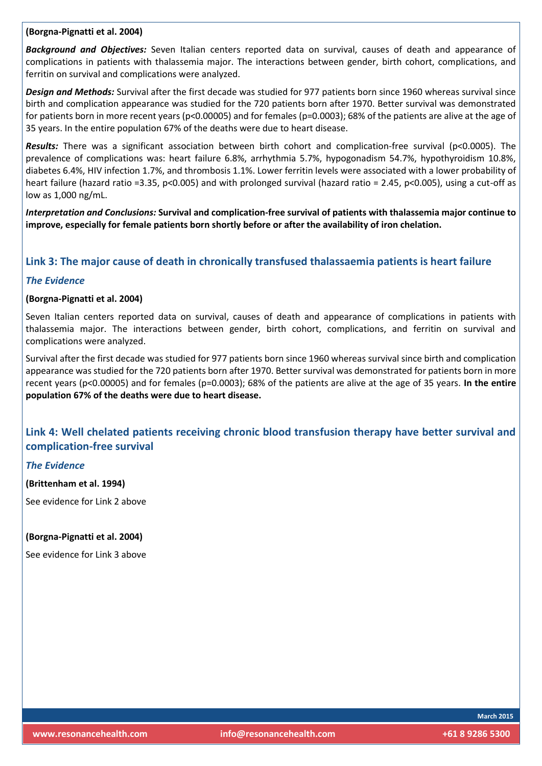**(Borgna-Pignatti et al. 2004)**

***Background and Objectives:*** Seven Italian centers reported data on survival, causes of death and appearance of complications in patients with thalassemia major. The interactions between gender, birth cohort, complications, and ferritin on survival and complications were analyzed.

***Design and Methods:*** Survival after the first decade was studied for 977 patients born since 1960 whereas survival since birth and complication appearance was studied for the 720 patients born after 1970. Better survival was demonstrated for patients born in more recent years ($p<0.00005$) and for females ($p=0.0003$); 68% of the patients are alive at the age of 35 years. In the entire population 67% of the deaths were due to heart disease.

***Results:*** There was a significant association between birth cohort and complication-free survival ($p<0.0005$). The prevalence of complications was: heart failure 6.8%, arrhythmia 5.7%, hypogonadism 54.7%, hypothyroidism 10.8%, diabetes 6.4%, HIV infection 1.7%, and thrombosis 1.1%. Lower ferritin levels were associated with a lower probability of heart failure (hazard ratio =3.35, $p<0.005$) and with prolonged survival (hazard ratio = 2.45, $p<0.005$), using a cut-off as low as 1,000 ng/mL.

***Interpretation and Conclusions:*** **Survival and complication-free survival of patients with thalassemia major continue to improve, especially for female patients born shortly before or after the availability of iron chelation.**

## Link 3: The major cause of death in chronically transfused thalassaemia patients is heart failure

### *The Evidence*

**(Borgna-Pignatti et al. 2004)**

Seven Italian centers reported data on survival, causes of death and appearance of complications in patients with thalassemia major. The interactions between gender, birth cohort, complications, and ferritin on survival and complications were analyzed.

Survival after the first decade was studied for 977 patients born since 1960 whereas survival since birth and complication appearance was studied for the 720 patients born after 1970. Better survival was demonstrated for patients born in more recent years ($p<0.00005$) and for females ($p=0.0003$); 68% of the patients are alive at the age of 35 years. **In the entire population 67% of the deaths were due to heart disease.**

## Link 4: Well chelated patients receiving chronic blood transfusion therapy have better survival and complication-free survival

### *The Evidence*

**(Brittenham et al. 1994)**

See evidence for Link 2 above

**(Borgna-Pignatti et al. 2004)**

See evidence for Link 3 above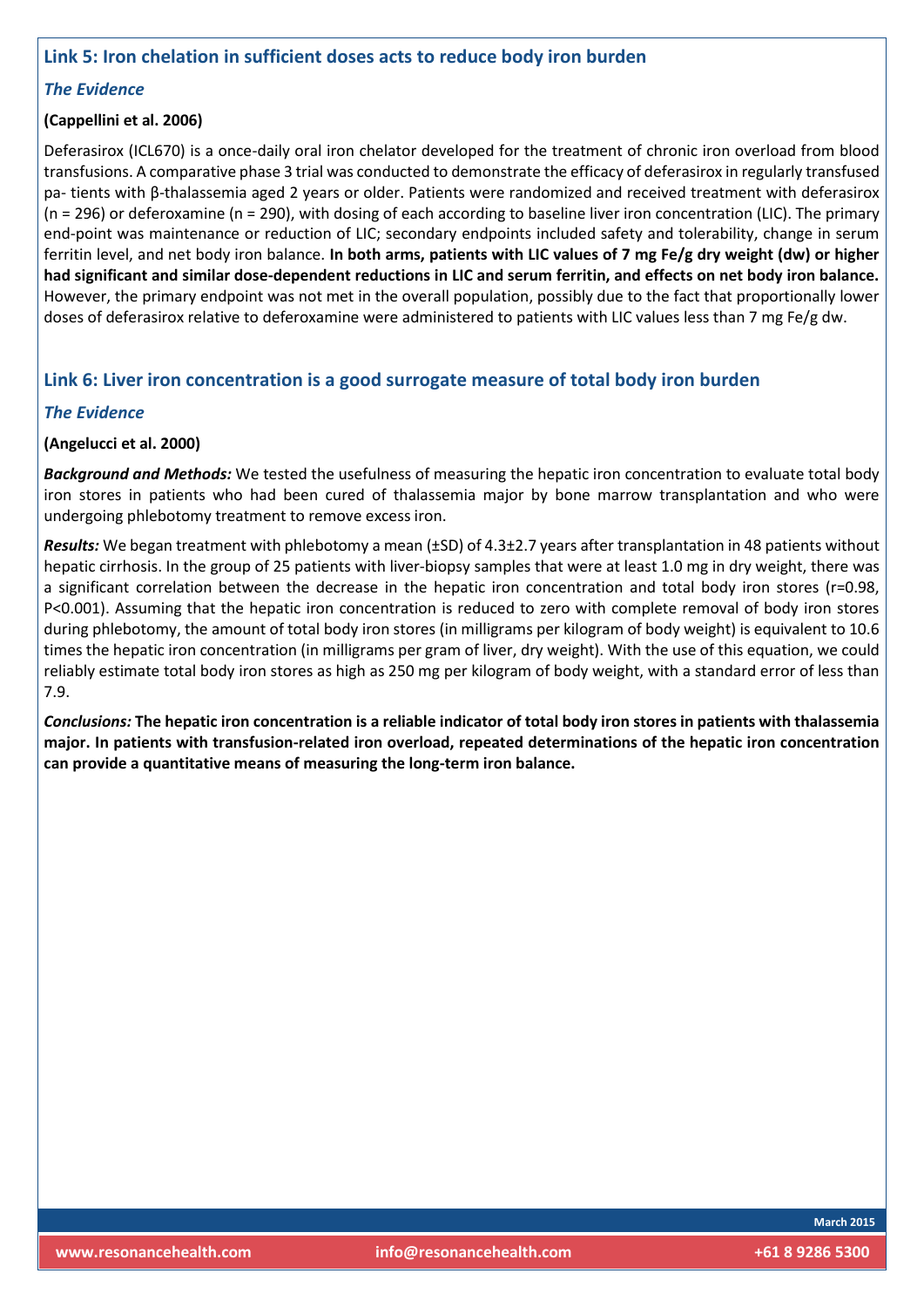## Link 5: Iron chelation in sufficient doses acts to reduce body iron burden

### *The Evidence*

**(Cappellini et al. 2006)**

Deferasirox (ICL670) is a once-daily oral iron chelator developed for the treatment of chronic iron overload from blood transfusions. A comparative phase 3 trial was conducted to demonstrate the efficacy of deferasirox in regularly transfused pa- tients with β-thalassemia aged 2 years or older. Patients were randomized and received treatment with deferasirox (n = 296) or deferoxamine (n = 290), with dosing of each according to baseline liver iron concentration (LIC). The primary end-point was maintenance or reduction of LIC; secondary endpoints included safety and tolerability, change in serum ferritin level, and net body iron balance. **In both arms, patients with LIC values of 7 mg Fe/g dry weight (dw) or higher had significant and similar dose-dependent reductions in LIC and serum ferritin, and effects on net body iron balance.** However, the primary endpoint was not met in the overall population, possibly due to the fact that proportionally lower doses of deferasirox relative to deferoxamine were administered to patients with LIC values less than 7 mg Fe/g dw.

## Link 6: Liver iron concentration is a good surrogate measure of total body iron burden

### *The Evidence*

**(Angelucci et al. 2000)**

***Background and Methods:*** We tested the usefulness of measuring the hepatic iron concentration to evaluate total body iron stores in patients who had been cured of thalassemia major by bone marrow transplantation and who were undergoing phlebotomy treatment to remove excess iron.

***Results:*** We began treatment with phlebotomy a mean (±SD) of 4.3±2.7 years after transplantation in 48 patients without hepatic cirrhosis. In the group of 25 patients with liver-biopsy samples that were at least 1.0 mg in dry weight, there was a significant correlation between the decrease in the hepatic iron concentration and total body iron stores (r=0.98, P<0.001). Assuming that the hepatic iron concentration is reduced to zero with complete removal of body iron stores during phlebotomy, the amount of total body iron stores (in milligrams per kilogram of body weight) is equivalent to 10.6 times the hepatic iron concentration (in milligrams per gram of liver, dry weight). With the use of this equation, we could reliably estimate total body iron stores as high as 250 mg per kilogram of body weight, with a standard error of less than 7.9.

***Conclusions:*** **The hepatic iron concentration is a reliable indicator of total body iron stores in patients with thalassemia major. In patients with transfusion-related iron overload, repeated determinations of the hepatic iron concentration can provide a quantitative means of measuring the long-term iron balance.**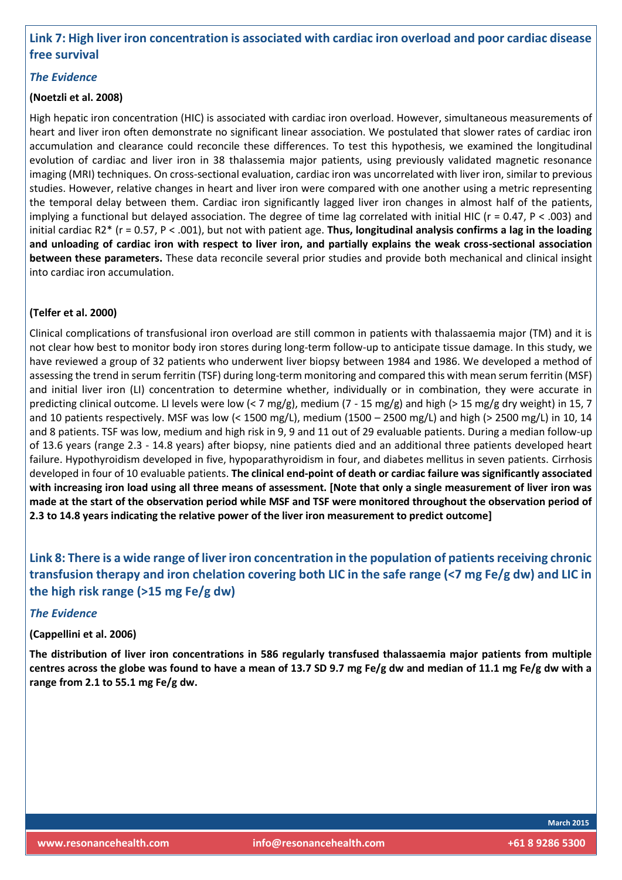## Link 7: High liver iron concentration is associated with cardiac iron overload and poor cardiac disease free survival

### *The Evidence*

**(Noetzli et al. 2008)**

High hepatic iron concentration (HIC) is associated with cardiac iron overload. However, simultaneous measurements of heart and liver iron often demonstrate no significant linear association. We postulated that slower rates of cardiac iron accumulation and clearance could reconcile these differences. To test this hypothesis, we examined the longitudinal evolution of cardiac and liver iron in 38 thalassemia major patients, using previously validated magnetic resonance imaging (MRI) techniques. On cross-sectional evaluation, cardiac iron was uncorrelated with liver iron, similar to previous studies. However, relative changes in heart and liver iron were compared with one another using a metric representing the temporal delay between them. Cardiac iron significantly lagged liver iron changes in almost half of the patients, implying a functional but delayed association. The degree of time lag correlated with initial HIC ($r = 0.47$, $P < .003$) and initial cardiac $R2^*$ ($r = 0.57$, $P < .001$), but not with patient age. **Thus, longitudinal analysis confirms a lag in the loading and unloading of cardiac iron with respect to liver iron, and partially explains the weak cross-sectional association between these parameters.** These data reconcile several prior studies and provide both mechanical and clinical insight into cardiac iron accumulation.

**(Telfer et al. 2000)**

Clinical complications of transfusional iron overload are still common in patients with thalassaemia major (TM) and it is not clear how best to monitor body iron stores during long-term follow-up to anticipate tissue damage. In this study, we have reviewed a group of 32 patients who underwent liver biopsy between 1984 and 1986. We developed a method of assessing the trend in serum ferritin (TSF) during long-term monitoring and compared this with mean serum ferritin (MSF) and initial liver iron (LI) concentration to determine whether, individually or in combination, they were accurate in predicting clinical outcome. LI levels were low (< 7 mg/g), medium (7 - 15 mg/g) and high (> 15 mg/g dry weight) in 15, 7 and 10 patients respectively. MSF was low (< 1500 mg/L), medium (1500 – 2500 mg/L) and high (> 2500 mg/L) in 10, 14 and 8 patients. TSF was low, medium and high risk in 9, 9 and 11 out of 29 evaluable patients. During a median follow-up of 13.6 years (range 2.3 - 14.8 years) after biopsy, nine patients died and an additional three patients developed heart failure. Hypothyroidism developed in five, hypoparathyroidism in four, and diabetes mellitus in seven patients. Cirrhosis developed in four of 10 evaluable patients. **The clinical end-point of death or cardiac failure was significantly associated with increasing iron load using all three means of assessment. [Note that only a single measurement of liver iron was made at the start of the observation period while MSF and TSF were monitored throughout the observation period of 2.3 to 14.8 years indicating the relative power of the liver iron measurement to predict outcome]**

## Link 8: There is a wide range of liver iron concentration in the population of patients receiving chronic transfusion therapy and iron chelation covering both LIC in the safe range (<7 mg Fe/g dw) and LIC in the high risk range (>15 mg Fe/g dw)

### *The Evidence*

**(Cappellini et al. 2006)**

**The distribution of liver iron concentrations in 586 regularly transfused thalassaemia major patients from multiple centres across the globe was found to have a mean of 13.7 SD 9.7 mg Fe/g dw and median of 11.1 mg Fe/g dw with a range from 2.1 to 55.1 mg Fe/g dw.**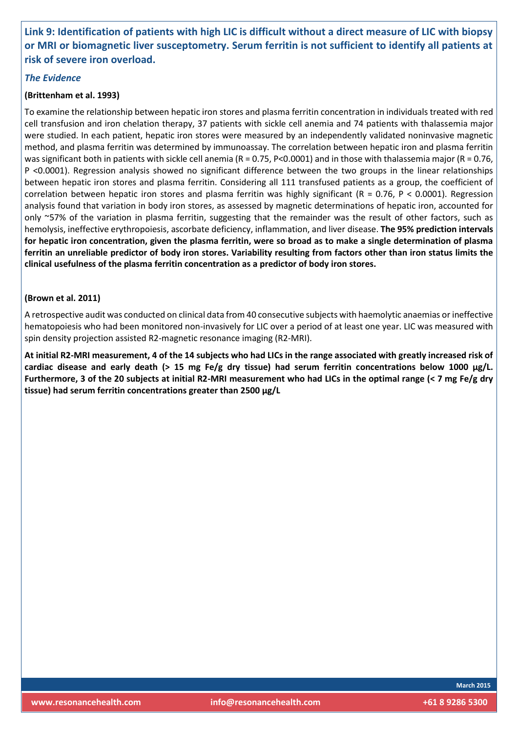## Link 9: Identification of patients with high LIC is difficult without a direct measure of LIC with biopsy or MRI or biomagnetic liver susceptometry. Serum ferritin is not sufficient to identify all patients at risk of severe iron overload.

### *The Evidence*

**(Brittenham et al. 1993)**

To examine the relationship between hepatic iron stores and plasma ferritin concentration in individuals treated with red cell transfusion and iron chelation therapy, 37 patients with sickle cell anemia and 74 patients with thalassemia major were studied. In each patient, hepatic iron stores were measured by an independently validated noninvasive magnetic method, and plasma ferritin was determined by immunoassay. The correlation between hepatic iron and plasma ferritin was significant both in patients with sickle cell anemia ($R = 0.75$, $P<0.0001$) and in those with thalassemia major ($R = 0.76$, $P <0.0001$). Regression analysis showed no significant difference between the two groups in the linear relationships between hepatic iron stores and plasma ferritin. Considering all 111 transfused patients as a group, the coefficient of correlation between hepatic iron stores and plasma ferritin was highly significant ($R = 0.76$, $P < 0.0001$). Regression analysis found that variation in body iron stores, as assessed by magnetic determinations of hepatic iron, accounted for only ~57% of the variation in plasma ferritin, suggesting that the remainder was the result of other factors, such as hemolysis, ineffective erythropoiesis, ascorbate deficiency, inflammation, and liver disease. **The 95% prediction intervals for hepatic iron concentration, given the plasma ferritin, were so broad as to make a single determination of plasma ferritin an unreliable predictor of body iron stores. Variability resulting from factors other than iron status limits the clinical usefulness of the plasma ferritin concentration as a predictor of body iron stores.**

**(Brown et al. 2011)**

A retrospective audit was conducted on clinical data from 40 consecutive subjects with haemolytic anaemias or ineffective hematopoiesis who had been monitored non-invasively for LIC over a period of at least one year. LIC was measured with spin density projection assisted R2-magnetic resonance imaging (R2-MRI).

**At initial R2-MRI measurement, 4 of the 14 subjects who had LICs in the range associated with greatly increased risk of cardiac disease and early death (> 15 mg Fe/g dry tissue) had serum ferritin concentrations below 1000 μg/L. Furthermore, 3 of the 20 subjects at initial R2-MRI measurement who had LICs in the optimal range (< 7 mg Fe/g dry tissue) had serum ferritin concentrations greater than 2500 μg/L**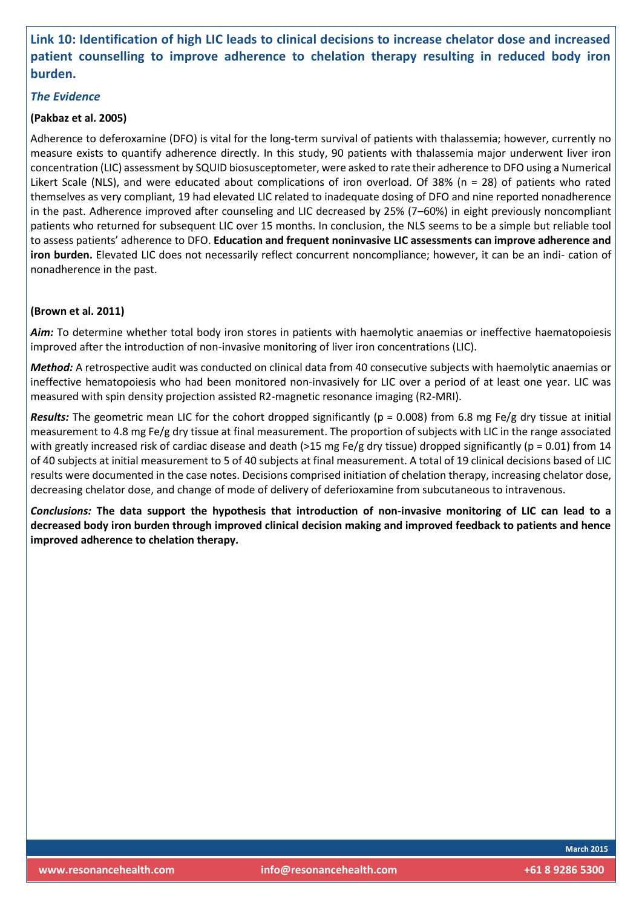## Link 10: Identification of high LIC leads to clinical decisions to increase chelator dose and increased patient counselling to improve adherence to chelation therapy resulting in reduced body iron burden.

### *The Evidence*

**(Pakbaz et al. 2005)**

Adherence to deferoxamine (DFO) is vital for the long-term survival of patients with thalassemia; however, currently no measure exists to quantify adherence directly. In this study, 90 patients with thalassemia major underwent liver iron concentration (LIC) assessment by SQUID biosusceptometer, were asked to rate their adherence to DFO using a Numerical Likert Scale (NLS), and were educated about complications of iron overload. Of 38% (n = 28) of patients who rated themselves as very compliant, 19 had elevated LIC related to inadequate dosing of DFO and nine reported nonadherence in the past. Adherence improved after counseling and LIC decreased by 25% (7–60%) in eight previously noncompliant patients who returned for subsequent LIC over 15 months. In conclusion, the NLS seems to be a simple but reliable tool to assess patients' adherence to DFO. **Education and frequent noninvasive LIC assessments can improve adherence and iron burden.** Elevated LIC does not necessarily reflect concurrent noncompliance; however, it can be an indi- cation of nonadherence in the past.

**(Brown et al. 2011)**

***Aim:*** To determine whether total body iron stores in patients with haemolytic anaemias or ineffective haematopoiesis improved after the introduction of non-invasive monitoring of liver iron concentrations (LIC).

***Method:*** A retrospective audit was conducted on clinical data from 40 consecutive subjects with haemolytic anaemias or ineffective hematopoiesis who had been monitored non-invasively for LIC over a period of at least one year. LIC was measured with spin density projection assisted R2-magnetic resonance imaging (R2-MRI).

***Results:*** The geometric mean LIC for the cohort dropped significantly ($p = 0.008$) from 6.8 mg Fe/g dry tissue at initial measurement to 4.8 mg Fe/g dry tissue at final measurement. The proportion of subjects with LIC in the range associated with greatly increased risk of cardiac disease and death (>15 mg Fe/g dry tissue) dropped significantly ($p = 0.01$) from 14 of 40 subjects at initial measurement to 5 of 40 subjects at final measurement. A total of 19 clinical decisions based of LIC results were documented in the case notes. Decisions comprised initiation of chelation therapy, increasing chelator dose, decreasing chelator dose, and change of mode of delivery of deferioxamine from subcutaneous to intravenous.

***Conclusions:*** **The data support the hypothesis that introduction of non-invasive monitoring of LIC can lead to a decreased body iron burden through improved clinical decision making and improved feedback to patients and hence improved adherence to chelation therapy.**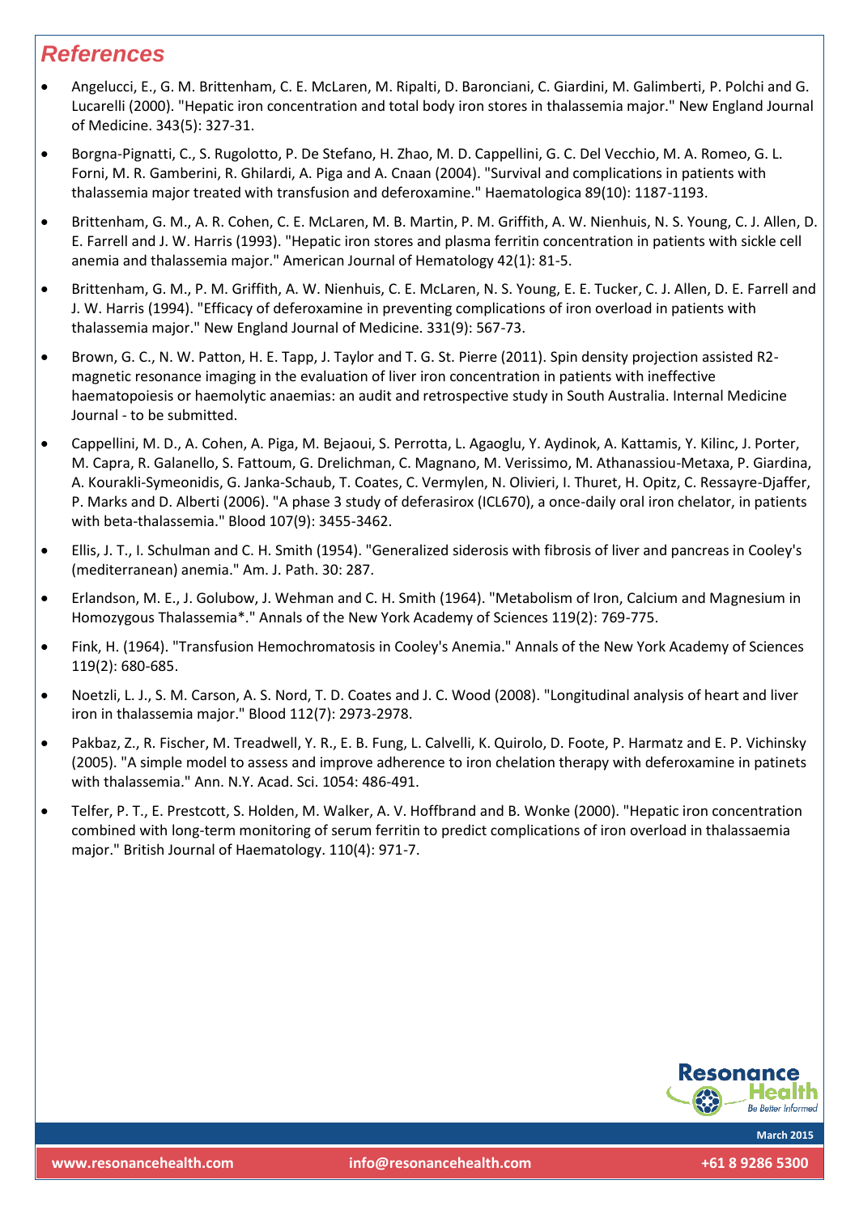## *References*

- Angelucci, E., G. M. Brittenham, C. E. McLaren, M. Ripalti, D. Baronciani, C. Giardini, M. Galimberti, P. Polchi and G. Lucarelli (2000). "Hepatic iron concentration and total body iron stores in thalassemia major." New England Journal of Medicine. 343(5): 327-31.
- Borgna-Pignatti, C., S. Rugolotto, P. De Stefano, H. Zhao, M. D. Cappellini, G. C. Del Vecchio, M. A. Romeo, G. L. Forni, M. R. Gamberini, R. Ghilardi, A. Piga and A. Cnaan (2004). "Survival and complications in patients with thalassemia major treated with transfusion and deferoxamine." Haematologica 89(10): 1187-1193.
- Brittenham, G. M., A. R. Cohen, C. E. McLaren, M. B. Martin, P. M. Griffith, A. W. Nienhuis, N. S. Young, C. J. Allen, D. E. Farrell and J. W. Harris (1993). "Hepatic iron stores and plasma ferritin concentration in patients with sickle cell anemia and thalassemia major." American Journal of Hematology 42(1): 81-5.
- Brittenham, G. M., P. M. Griffith, A. W. Nienhuis, C. E. McLaren, N. S. Young, E. E. Tucker, C. J. Allen, D. E. Farrell and J. W. Harris (1994). "Efficacy of deferoxamine in preventing complications of iron overload in patients with thalassemia major." New England Journal of Medicine. 331(9): 567-73.
- Brown, G. C., N. W. Patton, H. E. Tapp, J. Taylor and T. G. St. Pierre (2011). Spin density projection assisted R2-magnetic resonance imaging in the evaluation of liver iron concentration in patients with ineffective haematopoiesis or haemolytic anaemias: an audit and retrospective study in South Australia. Internal Medicine Journal - to be submitted.
- Cappellini, M. D., A. Cohen, A. Piga, M. Bejaoui, S. Perrotta, L. Agaoglu, Y. Aydinok, A. Kattamis, Y. Kilinc, J. Porter, M. Capra, R. Galanello, S. Fattoum, G. Drelichman, C. Magnano, M. Verissimo, M. Athanassiou-Metaxa, P. Giardina, A. Kourakli-Symeonidis, G. Janka-Schaub, T. Coates, C. Vermylen, N. Olivieri, I. Thuret, H. Opitz, C. Ressayre-Djaffer, P. Marks and D. Alberti (2006). "A phase 3 study of deferasirox (ICL670), a once-daily oral iron chelator, in patients with beta-thalassemia." Blood 107(9): 3455-3462.
- Ellis, J. T., I. Schulman and C. H. Smith (1954). "Generalized siderosis with fibrosis of liver and pancreas in Cooley's (mediterranean) anemia." Am. J. Path. 30: 287.
- Erlandson, M. E., J. Golubow, J. Wehman and C. H. Smith (1964). "Metabolism of Iron, Calcium and Magnesium in Homozygous Thalassemia*." Annals of the New York Academy of Sciences 119(2): 769-775.
- Fink, H. (1964). "Transfusion Hemochromatosis in Cooley's Anemia." Annals of the New York Academy of Sciences 119(2): 680-685.
- Noetzli, L. J., S. M. Carson, A. S. Nord, T. D. Coates and J. C. Wood (2008). "Longitudinal analysis of heart and liver iron in thalassemia major." Blood 112(7): 2973-2978.
- Pakbaz, Z., R. Fischer, M. Treadwell, Y. R., E. B. Fung, L. Calvelli, K. Quirolo, D. Foote, P. Harmatz and E. P. Vichinsky (2005). "A simple model to assess and improve adherence to iron chelation therapy with deferoxamine in patinets with thalassemia." Ann. N.Y. Acad. Sci. 1054: 486-491.
- Telfer, P. T., E. Prestcott, S. Holden, M. Walker, A. V. Hoffbrand and B. Wonke (2000). "Hepatic iron concentration combined with long-term monitoring of serum ferritin to predict complications of iron overload in thalassaemia major." British Journal of Haematology. 110(4): 971-7.

Resonance Health
Be Better Informed

March 2015

www.resonancehealth.com info@resonancehealth.com +61 8 9286 5300